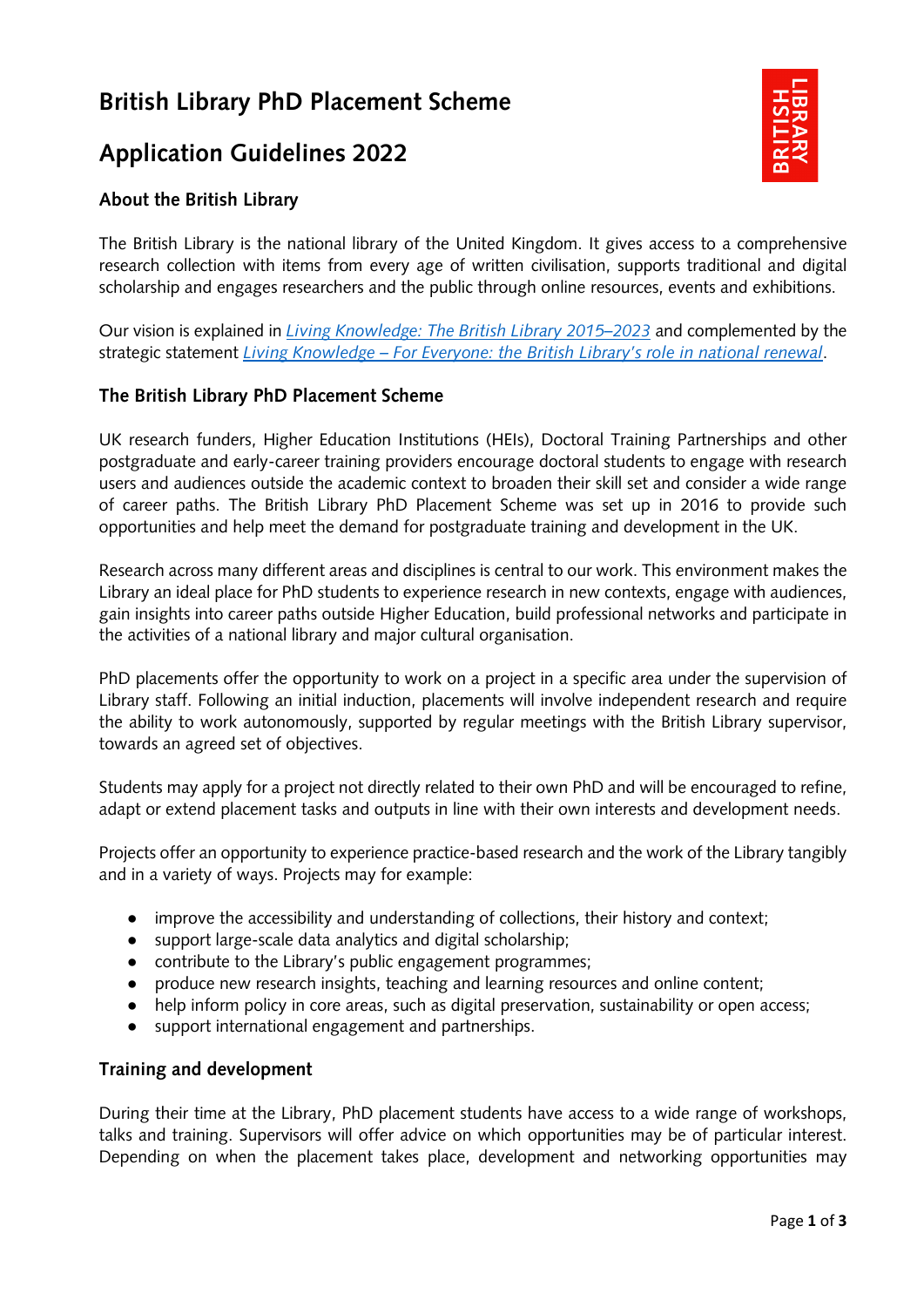# British Library PhD Placement Scheme

# Application Guidelines 2022

### About the British Library

The British Library is the national library of the United Kingdom. It gives access to a comprehensive research collection with items from every age of written civilisation, supports traditional and digital scholarship and engages researchers and the public through online resources, events and exhibitions.

Our vision is explained in *Living Knowledge: The British Library 2015–2023* and complemented by the strategic statement *Living Knowledge – For Everyone: the British Library's role in national renewal*.

### The British Library PhD Placement Scheme

UK research funders, Higher Education Institutions (HEIs), Doctoral Training Partnerships and other postgraduate and early-career training providers encourage doctoral students to engage with research users and audiences outside the academic context to broaden their skill set and consider a wide range of career paths. The British Library PhD Placement Scheme was set up in 2016 to provide such opportunities and help meet the demand for postgraduate training and development in the UK.

Research across many different areas and disciplines is central to our work. This environment makes the Library an ideal place for PhD students to experience research in new contexts, engage with audiences, gain insights into career paths outside Higher Education, build professional networks and participate in the activities of a national library and major cultural organisation.

PhD placements offer the opportunity to work on a project in a specific area under the supervision of Library staff. Following an initial induction, placements will involve independent research and require the ability to work autonomously, supported by regular meetings with the British Library supervisor, towards an agreed set of objectives.

Students may apply for a project not directly related to their own PhD and will be encouraged to refine, adapt or extend placement tasks and outputs in line with their own interests and development needs.

Projects offer an opportunity to experience practice-based research and the work of the Library tangibly and in a variety of ways. Projects may for example:

- improve the accessibility and understanding of collections, their history and context;
- support large-scale data analytics and digital scholarship;
- contribute to the Library's public engagement programmes;
- produce new research insights, teaching and learning resources and online content;
- help inform policy in core areas, such as digital preservation, sustainability or open access;
- support international engagement and partnerships.

### Training and development

During their time at the Library, PhD placement students have access to a wide range of workshops, talks and training. Supervisors will offer advice on which opportunities may be of particular interest. Depending on when the placement takes place, development and networking opportunities may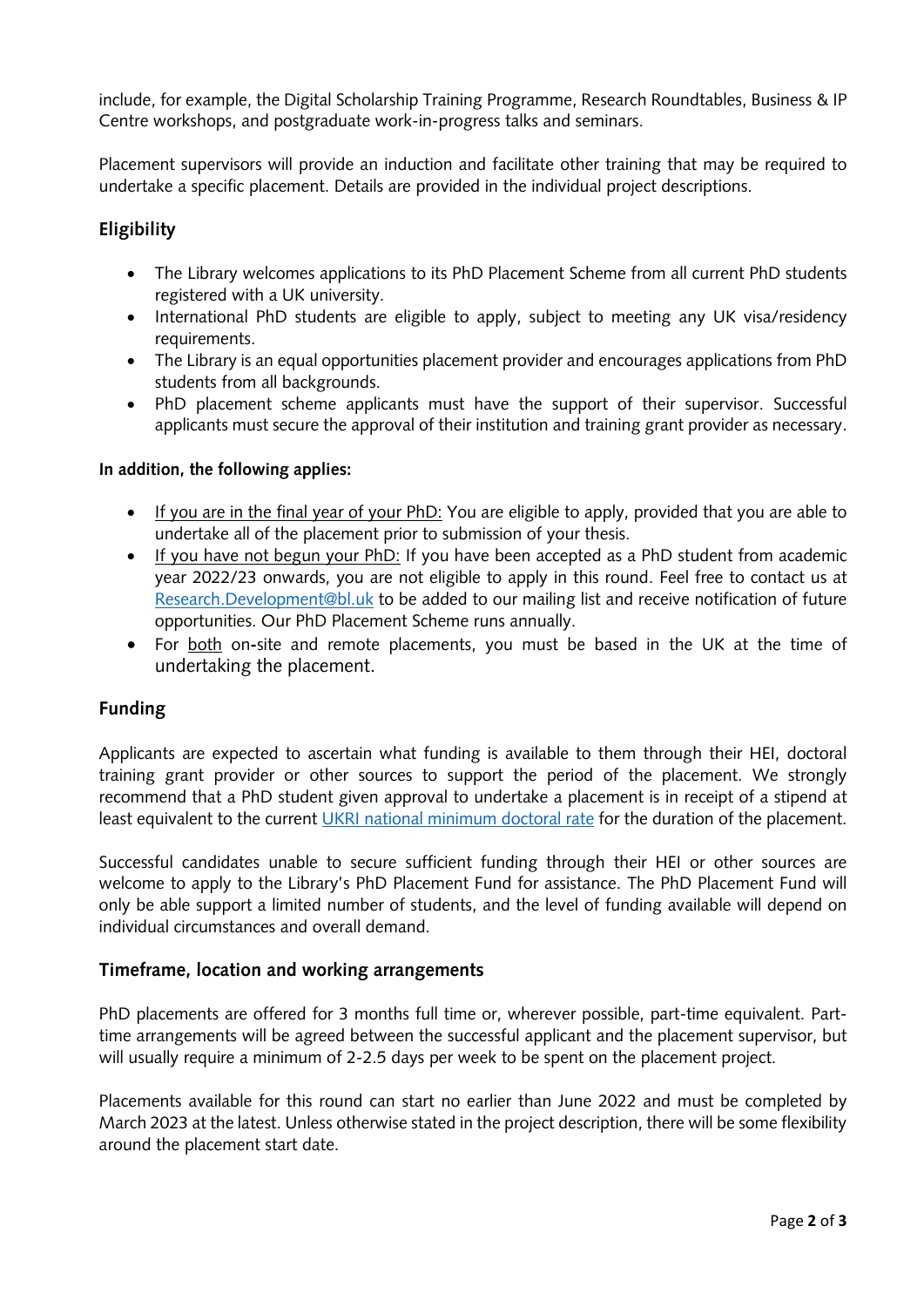include, for example, the Digital Scholarship Training Programme, Research Roundtables, Business & IP Centre workshops, and postgraduate work-in-progress talks and seminars.

Placement supervisors will provide an induction and facilitate other training that may be required to undertake a specific placement. Details are provided in the individual project descriptions.

## Eligibility

- The Library welcomes applications to its PhD Placement Scheme from all current PhD students registered with a UK university.
- International PhD students are eligible to apply, subject to meeting any UK visa/residency requirements.
- The Library is an equal opportunities placement provider and encourages applications from PhD students from all backgrounds.
- PhD placement scheme applicants must have the support of their supervisor. Successful applicants must secure the approval of their institution and training grant provider as necessary.

**In addition, the following applies:**

- <u>If you are in the final year of your PhD:</u> You are eligible to apply, provided that you are able to undertake all of the placement prior to submission of your thesis.
- <u>If you have not begun your PhD:</u> If you have been accepted as a PhD student from academic year 2022/23 onwards, you are not eligible to apply in this round. Feel free to contact us at [Research.Development@bl.uk](mailto:Research.Development@bl.uk) to be added to our mailing list and receive notification of future opportunities. Our PhD Placement Scheme runs annually.
- For <u>both</u> on-site and remote placements, you must be based in the UK at the time of undertaking the placement.

## Funding

Applicants are expected to ascertain what funding is available to them through their HEI, doctoral training grant provider or other sources to support the period of the placement. We strongly recommend that a PhD student given approval to undertake a placement is in receipt of a stipend at least equivalent to the current UKRI national minimum doctoral rate for the duration of the placement.

Successful candidates unable to secure sufficient funding through their HEI or other sources are welcome to apply to the Library's PhD Placement Fund for assistance. The PhD Placement Fund will only be able support a limited number of students, and the level of funding available will depend on individual circumstances and overall demand.

## Timeframe, location and working arrangements

PhD placements are offered for 3 months full time or, wherever possible, part-time equivalent. Part-time arrangements will be agreed between the successful applicant and the placement supervisor, but will usually require a minimum of 2-2.5 days per week to be spent on the placement project.

Placements available for this round can start no earlier than June 2022 and must be completed by March 2023 at the latest. Unless otherwise stated in the project description, there will be some flexibility around the placement start date.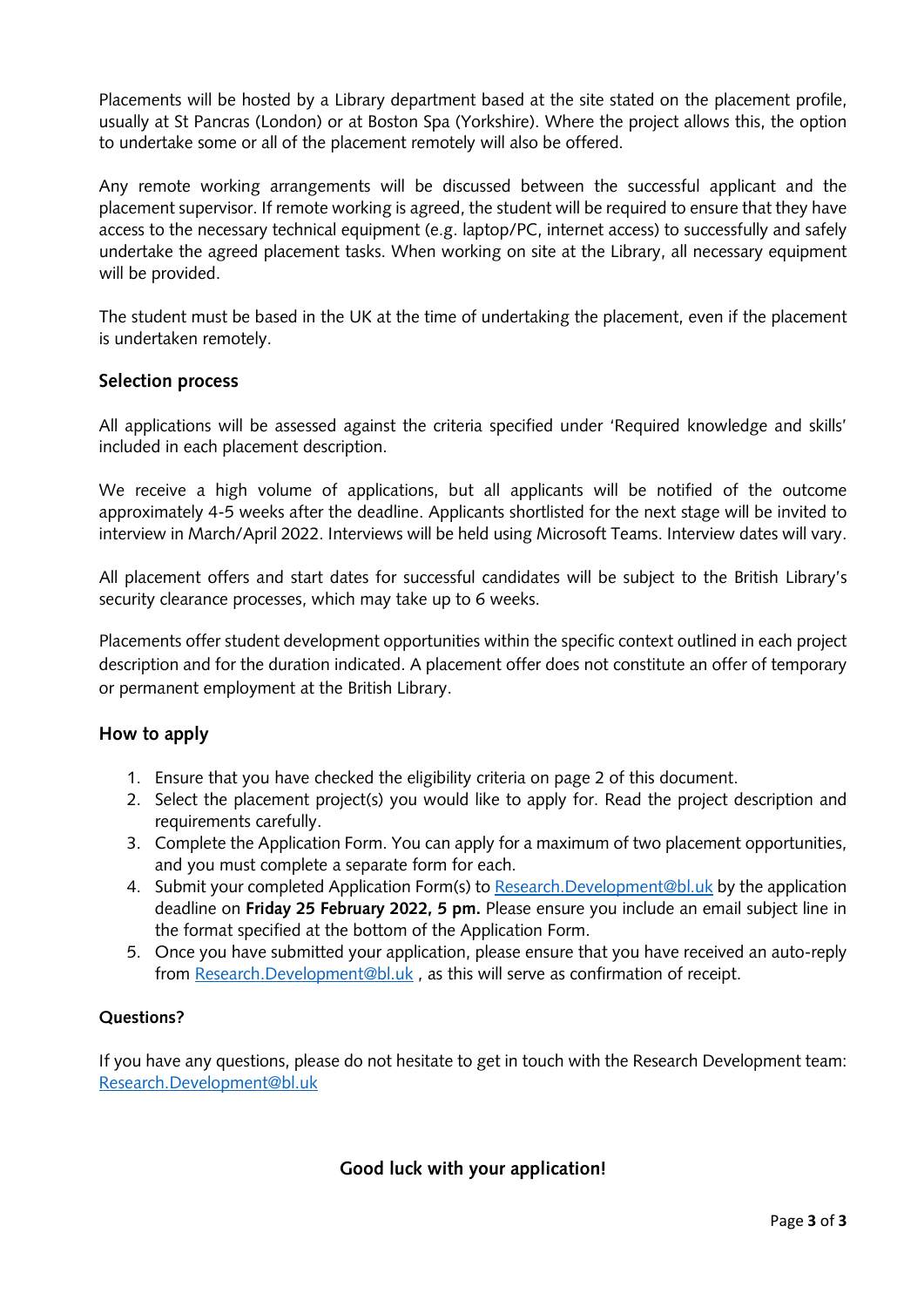Placements will be hosted by a Library department based at the site stated on the placement profile, usually at St Pancras (London) or at Boston Spa (Yorkshire). Where the project allows this, the option to undertake some or all of the placement remotely will also be offered.

Any remote working arrangements will be discussed between the successful applicant and the placement supervisor. If remote working is agreed, the student will be required to ensure that they have access to the necessary technical equipment (e.g. laptop/PC, internet access) to successfully and safely undertake the agreed placement tasks. When working on site at the Library, all necessary equipment will be provided.

The student must be based in the UK at the time of undertaking the placement, even if the placement is undertaken remotely.

## Selection process

All applications will be assessed against the criteria specified under 'Required knowledge and skills' included in each placement description.

We receive a high volume of applications, but all applicants will be notified of the outcome approximately 4-5 weeks after the deadline. Applicants shortlisted for the next stage will be invited to interview in March/April 2022. Interviews will be held using Microsoft Teams. Interview dates will vary.

All placement offers and start dates for successful candidates will be subject to the British Library's security clearance processes, which may take up to 6 weeks.

Placements offer student development opportunities within the specific context outlined in each project description and for the duration indicated. A placement offer does not constitute an offer of temporary or permanent employment at the British Library.

## How to apply

1. Ensure that you have checked the eligibility criteria on page 2 of this document.
2. Select the placement project(s) you would like to apply for. Read the project description and requirements carefully.
3. Complete the Application Form. You can apply for a maximum of two placement opportunities, and you must complete a separate form for each.
4. Submit your completed Application Form(s) to Research.Development@bl.uk by the application deadline on **Friday 25 February 2022, 5 pm.** Please ensure you include an email subject line in the format specified at the bottom of the Application Form.
5. Once you have submitted your application, please ensure that you have received an auto-reply from Research.Development@bl.uk , as this will serve as confirmation of receipt.

### Questions?

If you have any questions, please do not hesitate to get in touch with the Research Development team: Research.Development@bl.uk

**Good luck with your application!**